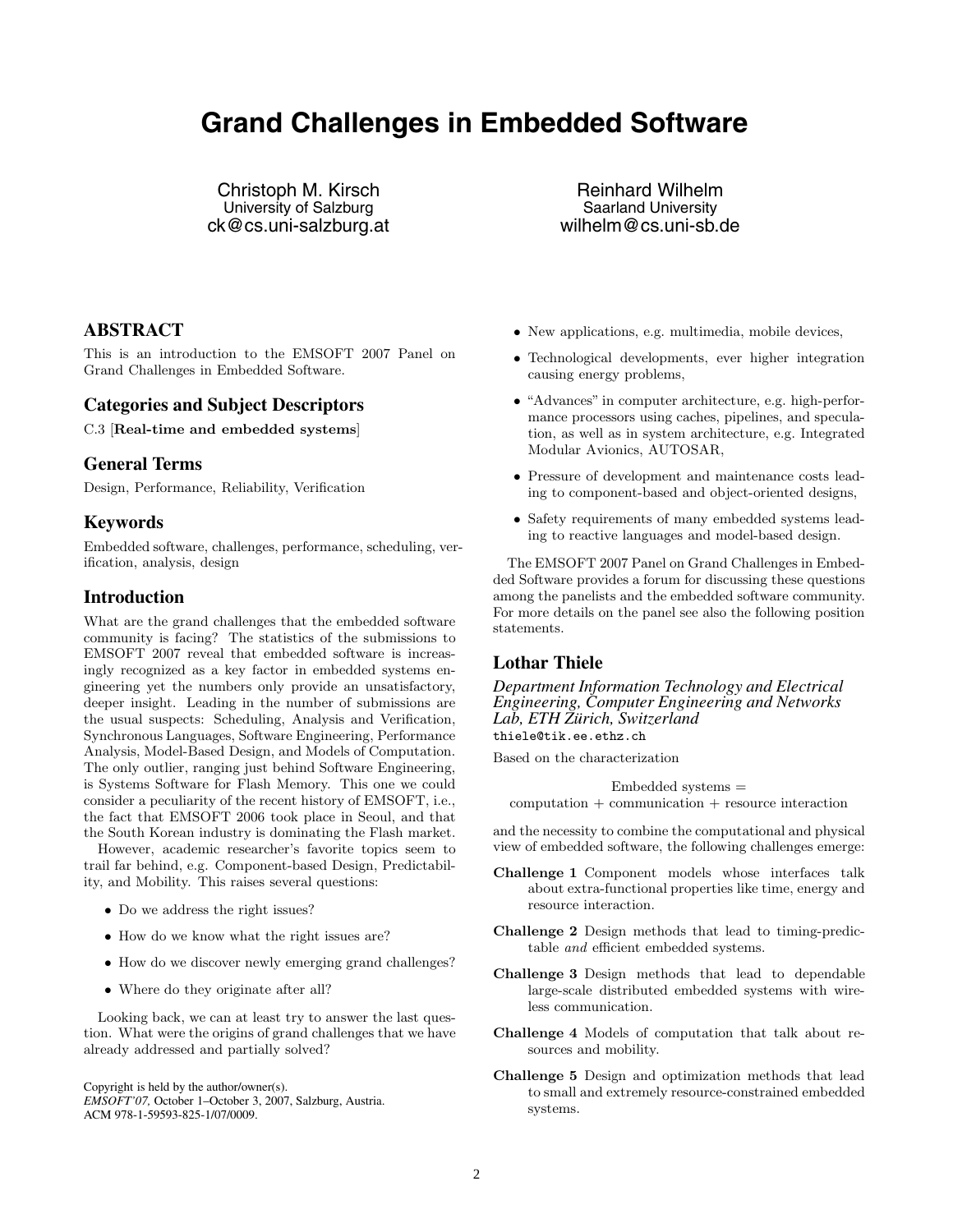# Grand Challenges in Embedded Software

Christoph M. Kirsch
University of Salzburg
ck@cs.uni-salzburg.at

Reinhard Wilhelm
Saarland University
wilhelm@cs.uni-sb.de

## ABSTRACT

This is an introduction to the EMSOFT 2007 Panel on Grand Challenges in Embedded Software.

## Categories and Subject Descriptors

C.3 [**Real-time and embedded systems**]

## General Terms

Design, Performance, Reliability, Verification

## Keywords

Embedded software, challenges, performance, scheduling, verification, analysis, design

## Introduction

What are the grand challenges that the embedded software community is facing? The statistics of the submissions to EMSOFT 2007 reveal that embedded software is increasingly recognized as a key factor in embedded systems engineering yet the numbers only provide an unsatisfactory, deeper insight. Leading in the number of submissions are the usual suspects: Scheduling, Analysis and Verification, Synchronous Languages, Software Engineering, Performance Analysis, Model-Based Design, and Models of Computation. The only outlier, ranging just behind Software Engineering, is Systems Software for Flash Memory. This one we could consider a peculiarity of the recent history of EMSOFT, i.e., the fact that EMSOFT 2006 took place in Seoul, and that the South Korean industry is dominating the Flash market.

However, academic researcher's favorite topics seem to trail far behind, e.g. Component-based Design, Predictability, and Mobility. This raises several questions:

- Do we address the right issues?
- How do we know what the right issues are?
- How do we discover newly emerging grand challenges?
- Where do they originate after all?

Looking back, we can at least try to answer the last question. What were the origins of grand challenges that we have already addressed and partially solved?

Copyright is held by the author/owner(s).
*EMSOFT'07,* October 1–October 3, 2007, Salzburg, Austria.
ACM 978-1-59593-825-1/07/0009.

- New applications, e.g. multimedia, mobile devices,
- Technological developments, ever higher integration causing energy problems,
- "Advances" in computer architecture, e.g. high-performance processors using caches, pipelines, and speculation, as well as in system architecture, e.g. Integrated Modular Avionics, AUTOSAR,
- Pressure of development and maintenance costs leading to component-based and object-oriented designs,
- Safety requirements of many embedded systems leading to reactive languages and model-based design.

The EMSOFT 2007 Panel on Grand Challenges in Embedded Software provides a forum for discussing these questions among the panelists and the embedded software community. For more details on the panel see also the following position statements.

## Lothar Thiele

*Department Information Technology and Electrical Engineering, Computer Engineering and Networks Lab, ETH Zürich, Switzerland*
thiele@tik.ee.ethz.ch

Based on the characterization

Embedded systems =
computation + communication + resource interaction

and the necessity to combine the computational and physical view of embedded software, the following challenges emerge:

**Challenge 1** Component models whose interfaces talk about extra-functional properties like time, energy and resource interaction.

**Challenge 2** Design methods that lead to timing-predictable *and* efficient embedded systems.

**Challenge 3** Design methods that lead to dependable large-scale distributed embedded systems with wireless communication.

**Challenge 4** Models of computation that talk about resources and mobility.

**Challenge 5** Design and optimization methods that lead to small and extremely resource-constrained embedded systems.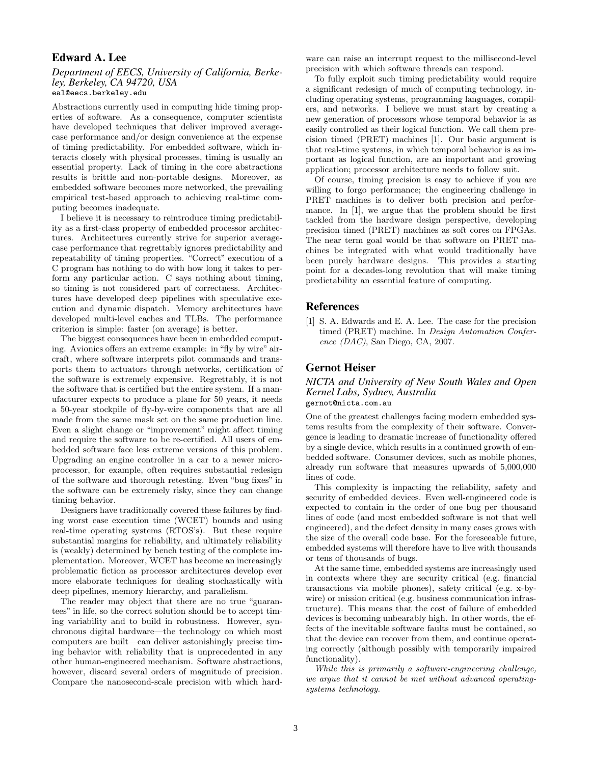## Edward A. Lee

*Department of EECS, University of California, Berkeley, Berkeley, CA 94720, USA*
`eal@eecs.berkeley.edu`

Abstractions currently used in computing hide timing properties of software. As a consequence, computer scientists have developed techniques that deliver improved average-case performance and/or design convenience at the expense of timing predictability. For embedded software, which interacts closely with physical processes, timing is usually an essential property. Lack of timing in the core abstractions results is brittle and non-portable designs. Moreover, as embedded software becomes more networked, the prevailing empirical test-based approach to achieving real-time computing becomes inadequate.

I believe it is necessary to reintroduce timing predictability as a first-class property of embedded processor architectures. Architectures currently strive for superior average-case performance that regrettably ignores predictability and repeatability of timing properties. "Correct" execution of a C program has nothing to do with how long it takes to perform any particular action. C says nothing about timing, so timing is not considered part of correctness. Architectures have developed deep pipelines with speculative execution and dynamic dispatch. Memory architectures have developed multi-level caches and TLBs. The performance criterion is simple: faster (on average) is better.

The biggest consequences have been in embedded computing. Avionics offers an extreme example: in "fly by wire" aircraft, where software interprets pilot commands and transports them to actuators through networks, certification of the software is extremely expensive. Regrettably, it is not the software that is certified but the entire system. If a manufacturer expects to produce a plane for 50 years, it needs a 50-year stockpile of fly-by-wire components that are all made from the same mask set on the same production line. Even a slight change or "improvement" might affect timing and require the software to be re-certified. All users of embedded software face less extreme versions of this problem. Upgrading an engine controller in a car to a newer microprocessor, for example, often requires substantial redesign of the software and thorough retesting. Even "bug fixes" in the software can be extremely risky, since they can change timing behavior.

Designers have traditionally covered these failures by finding worst case execution time (WCET) bounds and using real-time operating systems (RTOS's). But these require substantial margins for reliability, and ultimately reliability is (weakly) determined by bench testing of the complete implementation. Moreover, WCET has become an increasingly problematic fiction as processor architectures develop ever more elaborate techniques for dealing stochastically with deep pipelines, memory hierarchy, and parallelism.

The reader may object that there are no true "guarantees" in life, so the correct solution should be to accept timing variability and to build in robustness. However, synchronous digital hardware—the technology on which most computers are built—can deliver astonishingly precise timing behavior with reliability that is unprecedented in any other human-engineered mechanism. Software abstractions, however, discard several orders of magnitude of precision. Compare the nanosecond-scale precision with which hardware can raise an interrupt request to the millisecond-level precision with which software threads can respond.

To fully exploit such timing predictability would require a significant redesign of much of computing technology, including operating systems, programming languages, compilers, and networks. I believe we must start by creating a new generation of processors whose temporal behavior is as easily controlled as their logical function. We call them precision timed (PRET) machines [1]. Our basic argument is that real-time systems, in which temporal behavior is as important as logical function, are an important and growing application; processor architecture needs to follow suit.

Of course, timing precision is easy to achieve if you are willing to forgo performance; the engineering challenge in PRET machines is to deliver both precision and performance. In [1], we argue that the problem should be first tackled from the hardware design perspective, developing precision timed (PRET) machines as soft cores on FPGAs. The near term goal would be that software on PRET machines be integrated with what would traditionally have been purely hardware designs. This provides a starting point for a decades-long revolution that will make timing predictability an essential feature of computing.

### References

[1] S. A. Edwards and E. A. Lee. The case for the precision timed (PRET) machine. In *Design Automation Conference (DAC)*, San Diego, CA, 2007.

## Gernot Heiser

*NICTA and University of New South Wales and Open Kernel Labs, Sydney, Australia*
`gernot@nicta.com.au`

One of the greatest challenges facing modern embedded systems results from the complexity of their software. Convergence is leading to dramatic increase of functionality offered by a single device, which results in a continued growth of embedded software. Consumer devices, such as mobile phones, already run software that measures upwards of 5,000,000 lines of code.

This complexity is impacting the reliability, safety and security of embedded devices. Even well-engineered code is expected to contain in the order of one bug per thousand lines of code (and most embedded software is not that well engineered), and the defect density in many cases grows with the size of the overall code base. For the foreseeable future, embedded systems will therefore have to live with thousands or tens of thousands of bugs.

At the same time, embedded systems are increasingly used in contexts where they are security critical (e.g. financial transactions via mobile phones), safety critical (e.g. x-by-wire) or mission critical (e.g. business communication infrastructure). This means that the cost of failure of embedded devices is becoming unbearably high. In other words, the effects of the inevitable software faults must be contained, so that the device can recover from them, and continue operating correctly (although possibly with temporarily impaired functionality).

*While this is primarily a software-engineering challenge, we argue that it cannot be met without advanced operating-systems technology.*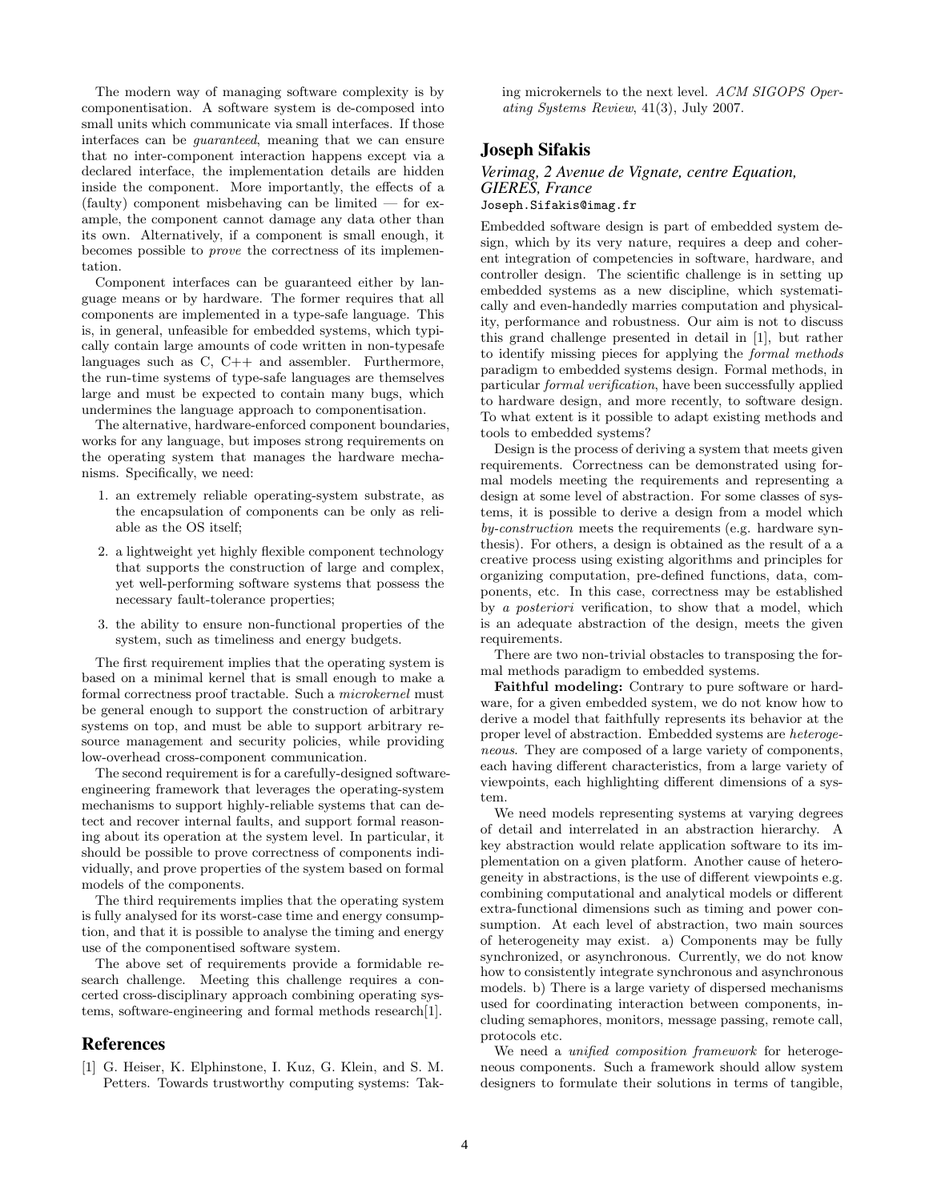The modern way of managing software complexity is by componentisation. A software system is de-composed into small units which communicate via small interfaces. If those interfaces can be *guaranteed*, meaning that we can ensure that no inter-component interaction happens except via a declared interface, the implementation details are hidden inside the component. More importantly, the effects of a (faulty) component misbehaving can be limited — for example, the component cannot damage any data other than its own. Alternatively, if a component is small enough, it becomes possible to *prove* the correctness of its implementation.

Component interfaces can be guaranteed either by language means or by hardware. The former requires that all components are implemented in a type-safe language. This is, in general, unfeasible for embedded systems, which typically contain large amounts of code written in non-typesafe languages such as C, C++ and assembler. Furthermore, the run-time systems of type-safe languages are themselves large and must be expected to contain many bugs, which undermines the language approach to componentisation.

The alternative, hardware-enforced component boundaries, works for any language, but imposes strong requirements on the operating system that manages the hardware mechanisms. Specifically, we need:

1. an extremely reliable operating-system substrate, as the encapsulation of components can be only as reliable as the OS itself;
2. a lightweight yet highly flexible component technology that supports the construction of large and complex, yet well-performing software systems that possess the necessary fault-tolerance properties;
3. the ability to ensure non-functional properties of the system, such as timeliness and energy budgets.

The first requirement implies that the operating system is based on a minimal kernel that is small enough to make a formal correctness proof tractable. Such a *microkernel* must be general enough to support the construction of arbitrary systems on top, and must be able to support arbitrary resource management and security policies, while providing low-overhead cross-component communication.

The second requirement is for a carefully-designed software-engineering framework that leverages the operating-system mechanisms to support highly-reliable systems that can detect and recover internal faults, and support formal reasoning about its operation at the system level. In particular, it should be possible to prove correctness of components individually, and prove properties of the system based on formal models of the components.

The third requirements implies that the operating system is fully analysed for its worst-case time and energy consumption, and that it is possible to analyse the timing and energy use of the componentised software system.

The above set of requirements provide a formidable research challenge. Meeting this challenge requires a concerted cross-disciplinary approach combining operating systems, software-engineering and formal methods research[1].

## References

[1] G. Heiser, K. Elphinstone, I. Kuz, G. Klein, and S. M. Petters. Towards trustworthy computing systems: Taking microkernels to the next level. *ACM SIGOPS Operating Systems Review*, 41(3), July 2007.

# Joseph Sifakis

*Verimag, 2 Avenue de Vignate, centre Equation, GIERES, France*
Joseph.Sifakis@imag.fr

Embedded software design is part of embedded system design, which by its very nature, requires a deep and coherent integration of competencies in software, hardware, and controller design. The scientific challenge is in setting up embedded systems as a new discipline, which systematically and even-handedly marries computation and physicality, performance and robustness. Our aim is not to discuss this grand challenge presented in detail in [1], but rather to identify missing pieces for applying the *formal methods* paradigm to embedded systems design. Formal methods, in particular *formal verification*, have been successfully applied to hardware design, and more recently, to software design. To what extent is it possible to adapt existing methods and tools to embedded systems?

Design is the process of deriving a system that meets given requirements. Correctness can be demonstrated using formal models meeting the requirements and representing a design at some level of abstraction. For some classes of systems, it is possible to derive a design from a model which *by-construction* meets the requirements (e.g. hardware synthesis). For others, a design is obtained as the result of a a creative process using existing algorithms and principles for organizing computation, pre-defined functions, data, components, etc. In this case, correctness may be established by *a posteriori* verification, to show that a model, which is an adequate abstraction of the design, meets the given requirements.

There are two non-trivial obstacles to transposing the formal methods paradigm to embedded systems.

**Faithful modeling:** Contrary to pure software or hardware, for a given embedded system, we do not know how to derive a model that faithfully represents its behavior at the proper level of abstraction. Embedded systems are *heterogeneous*. They are composed of a large variety of components, each having different characteristics, from a large variety of viewpoints, each highlighting different dimensions of a system.

We need models representing systems at varying degrees of detail and interrelated in an abstraction hierarchy. A key abstraction would relate application software to its implementation on a given platform. Another cause of heterogeneity in abstractions, is the use of different viewpoints e.g. combining computational and analytical models or different extra-functional dimensions such as timing and power consumption. At each level of abstraction, two main sources of heterogeneity may exist. a) Components may be fully synchronized, or asynchronous. Currently, we do not know how to consistently integrate synchronous and asynchronous models. b) There is a large variety of dispersed mechanisms used for coordinating interaction between components, including semaphores, monitors, message passing, remote call, protocols etc.

We need a *unified composition framework* for heterogeneous components. Such a framework should allow system designers to formulate their solutions in terms of tangible,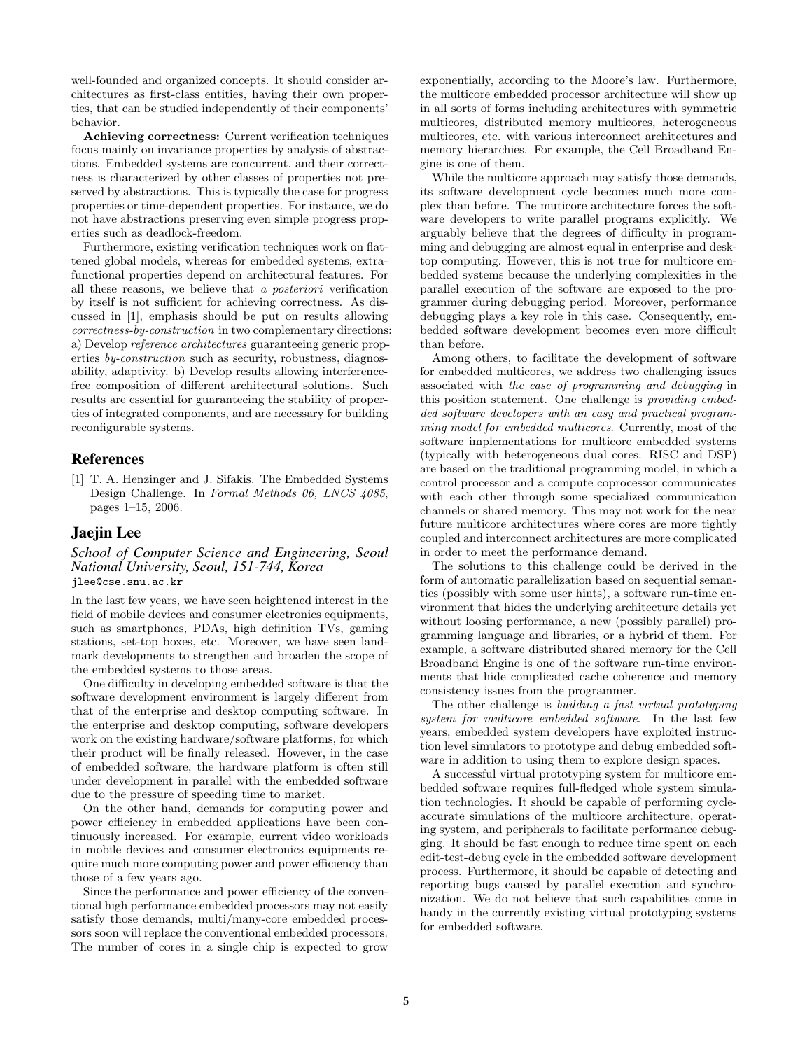well-founded and organized concepts. It should consider architectures as first-class entities, having their own properties, that can be studied independently of their components' behavior.

**Achieving correctness:** Current verification techniques focus mainly on invariance properties by analysis of abstractions. Embedded systems are concurrent, and their correctness is characterized by other classes of properties not preserved by abstractions. This is typically the case for progress properties or time-dependent properties. For instance, we do not have abstractions preserving even simple progress properties such as deadlock-freedom.

Furthermore, existing verification techniques work on flattened global models, whereas for embedded systems, extra-functional properties depend on architectural features. For all these reasons, we believe that *a posteriori* verification by itself is not sufficient for achieving correctness. As discussed in [1], emphasis should be put on results allowing *correctness-by-construction* in two complementary directions: a) Develop *reference architectures* guaranteeing generic properties *by-construction* such as security, robustness, diagnosability, adaptivity. b) Develop results allowing interference-free composition of different architectural solutions. Such results are essential for guaranteeing the stability of properties of integrated components, and are necessary for building reconfigurable systems.

## References

[1] T. A. Henzinger and J. Sifakis. The Embedded Systems Design Challenge. In *Formal Methods 06, LNCS 4085*, pages 1–15, 2006.

## Jaejin Lee

*School of Computer Science and Engineering, Seoul National University, Seoul, 151-744, Korea*
jlee@cse.snu.ac.kr

In the last few years, we have seen heightened interest in the field of mobile devices and consumer electronics equipments, such as smartphones, PDAs, high definition TVs, gaming stations, set-top boxes, etc. Moreover, we have seen landmark developments to strengthen and broaden the scope of the embedded systems to those areas.

One difficulty in developing embedded software is that the software development environment is largely different from that of the enterprise and desktop computing software. In the enterprise and desktop computing, software developers work on the existing hardware/software platforms, for which their product will be finally released. However, in the case of embedded software, the hardware platform is often still under development in parallel with the embedded software due to the pressure of speeding time to market.

On the other hand, demands for computing power and power efficiency in embedded applications have been continuously increased. For example, current video workloads in mobile devices and consumer electronics equipments require much more computing power and power efficiency than those of a few years ago.

Since the performance and power efficiency of the conventional high performance embedded processors may not easily satisfy those demands, multi/many-core embedded processors soon will replace the conventional embedded processors. The number of cores in a single chip is expected to grow exponentially, according to the Moore's law. Furthermore, the multicore embedded processor architecture will show up in all sorts of forms including architectures with symmetric multicores, distributed memory multicores, heterogeneous multicores, etc. with various interconnect architectures and memory hierarchies. For example, the Cell Broadband Engine is one of them.

While the multicore approach may satisfy those demands, its software development cycle becomes much more complex than before. The muticore architecture forces the software developers to write parallel programs explicitly. We arguably believe that the degrees of difficulty in programming and debugging are almost equal in enterprise and desktop computing. However, this is not true for multicore embedded systems because the underlying complexities in the parallel execution of the software are exposed to the programmer during debugging period. Moreover, performance debugging plays a key role in this case. Consequently, embedded software development becomes even more difficult than before.

Among others, to facilitate the development of software for embedded multicores, we address two challenging issues associated with *the ease of programming and debugging* in this position statement. One challenge is *providing embedded software developers with an easy and practical programming model for embedded multicores*. Currently, most of the software implementations for multicore embedded systems (typically with heterogeneous dual cores: RISC and DSP) are based on the traditional programming model, in which a control processor and a compute coprocessor communicates with each other through some specialized communication channels or shared memory. This may not work for the near future multicore architectures where cores are more tightly coupled and interconnect architectures are more complicated in order to meet the performance demand.

The solutions to this challenge could be derived in the form of automatic parallelization based on sequential semantics (possibly with some user hints), a software run-time environment that hides the underlying architecture details yet without loosing performance, a new (possibly parallel) programming language and libraries, or a hybrid of them. For example, a software distributed shared memory for the Cell Broadband Engine is one of the software run-time environments that hide complicated cache coherence and memory consistency issues from the programmer.

The other challenge is *building a fast virtual prototyping system for multicore embedded software*. In the last few years, embedded system developers have exploited instruction level simulators to prototype and debug embedded software in addition to using them to explore design spaces.

A successful virtual prototyping system for multicore embedded software requires full-fledged whole system simulation technologies. It should be capable of performing cycle-accurate simulations of the multicore architecture, operating system, and peripherals to facilitate performance debugging. It should be fast enough to reduce time spent on each edit-test-debug cycle in the embedded software development process. Furthermore, it should be capable of detecting and reporting bugs caused by parallel execution and synchronization. We do not believe that such capabilities come in handy in the currently existing virtual prototyping systems for embedded software.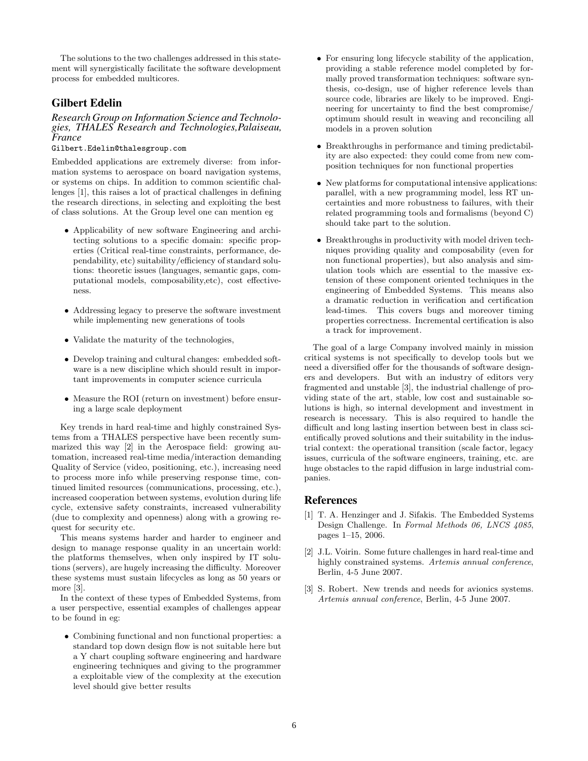The solutions to the two challenges addressed in this statement will synergistically facilitate the software development process for embedded multicores.

## Gilbert Edelin

*Research Group on Information Science and Technologies, THALES Research and Technologies,Palaiseau, France*

`Gilbert.Edelin@thalesgroup.com`

Embedded applications are extremely diverse: from information systems to aerospace on board navigation systems, or systems on chips. In addition to common scientific challenges [1], this raises a lot of practical challenges in defining the research directions, in selecting and exploiting the best of class solutions. At the Group level one can mention eg

- Applicability of new software Engineering and architecting solutions to a specific domain: specific properties (Critical real-time constraints, performance, dependability, etc) suitability/efficiency of standard solutions: theoretic issues (languages, semantic gaps, computational models, composability,etc), cost effectiveness.
- Addressing legacy to preserve the software investment while implementing new generations of tools
- Validate the maturity of the technologies,
- Develop training and cultural changes: embedded software is a new discipline which should result in important improvements in computer science curricula
- Measure the ROI (return on investment) before ensuring a large scale deployment

Key trends in hard real-time and highly constrained Systems from a THALES perspective have been recently summarized this way [2] in the Aerospace field: growing automation, increased real-time media/interaction demanding Quality of Service (video, positioning, etc.), increasing need to process more info while preserving response time, continued limited resources (communications, processing, etc.), increased cooperation between systems, evolution during life cycle, extensive safety constraints, increased vulnerability (due to complexity and openness) along with a growing request for security etc.

This means systems harder and harder to engineer and design to manage response quality in an uncertain world: the platforms themselves, when only inspired by IT solutions (servers), are hugely increasing the difficulty. Moreover these systems must sustain lifecycles as long as 50 years or more [3].

In the context of these types of Embedded Systems, from a user perspective, essential examples of challenges appear to be found in eg:

- Combining functional and non functional properties: a standard top down design flow is not suitable here but a Y chart coupling software engineering and hardware engineering techniques and giving to the programmer a exploitable view of the complexity at the execution level should give better results
- For ensuring long lifecycle stability of the application, providing a stable reference model completed by formally proved transformation techniques: software synthesis, co-design, use of higher reference levels than source code, libraries are likely to be improved. Engineering for uncertainty to find the best compromise/ optimum should result in weaving and reconciling all models in a proven solution
- Breakthroughs in performance and timing predictability are also expected: they could come from new composition techniques for non functional properties
- New platforms for computational intensive applications: parallel, with a new programming model, less RT uncertainties and more robustness to failures, with their related programming tools and formalisms (beyond C) should take part to the solution.
- Breakthroughs in productivity with model driven techniques providing quality and composability (even for non functional properties), but also analysis and simulation tools which are essential to the massive extension of these component oriented techniques in the engineering of Embedded Systems. This means also a dramatic reduction in verification and certification lead-times. This covers bugs and moreover timing properties correctness. Incremental certification is also a track for improvement.

The goal of a large Company involved mainly in mission critical systems is not specifically to develop tools but we need a diversified offer for the thousands of software designers and developers. But with an industry of editors very fragmented and unstable [3], the industrial challenge of providing state of the art, stable, low cost and sustainable solutions is high, so internal development and investment in research is necessary. This is also required to handle the difficult and long lasting insertion between best in class scientifically proved solutions and their suitability in the industrial context: the operational transition (scale factor, legacy issues, curricula of the software engineers, training, etc. are huge obstacles to the rapid diffusion in large industrial companies.

## References

[1] T. A. Henzinger and J. Sifakis. The Embedded Systems Design Challenge. In *Formal Methods 06, LNCS 4085*, pages 1–15, 2006.

[2] J.L. Voirin. Some future challenges in hard real-time and highly constrained systems. *Artemis annual conference*, Berlin, 4-5 June 2007.

[3] S. Robert. New trends and needs for avionics systems. *Artemis annual conference*, Berlin, 4-5 June 2007.